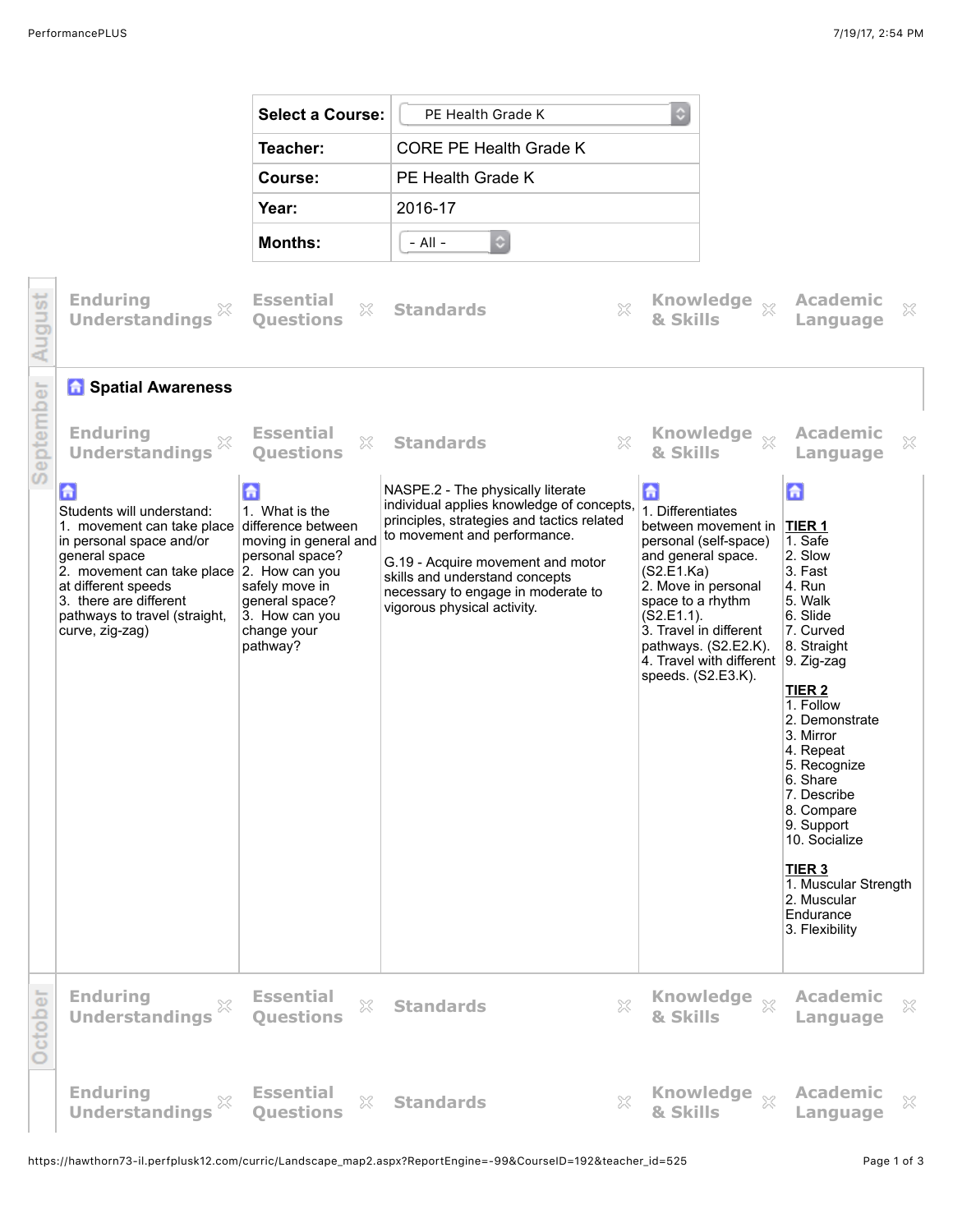| Select a Course: | PE Health Grade K |
| --- | --- |
| Teacher: | CORE PE Health Grade K |
| Course: | PE Health Grade K |
| Year: | 2016-17 |
| Months: | - All - |

## August

| Enduring Understandings | Essential Questions | Standards | Knowledge & Skills | Academic Language |
| --- | --- | --- | --- | --- |

## September

### Spatial Awareness

| Enduring Understandings | Essential Questions | Standards | Knowledge & Skills | Academic Language |
| --- | --- | --- | --- | --- |
| Students will understand:<br>1. movement can take place in personal space and/or general space<br>2. movement can take place at different speeds<br>3. there are different pathways to travel (straight, curve, zig-zag) | 1. What is the difference between moving in general and personal space?<br>2. How can you safely move in general space?<br>3. How can you change your pathway? | NASPE.2 - The physically literate individual applies knowledge of concepts, principles, strategies and tactics related to movement and performance.<br><br>G.19 - Acquire movement and motor skills and understand concepts necessary to engage in moderate to vigorous physical activity. | 1. Differentiates between movement in personal (self-space) and general space. (S2.E1.Ka)<br>2. Move in personal space to a rhythm (S2.E1.1).<br>3. Travel in different pathways. (S2.E2.K).<br>4. Travel with different speeds. (S2.E3.K). | **TIER 1**<br>1. Safe<br>2. Slow<br>3. Fast<br>4. Run<br>5. Walk<br>6. Slide<br>7. Curved<br>8. Straight<br>9. Zig-zag<br><br>**TIER 2**<br>1. Follow<br>2. Demonstrate<br>3. Mirror<br>4. Repeat<br>5. Recognize<br>6. Share<br>7. Describe<br>8. Compare<br>9. Support<br>10. Socialize<br><br>**TIER 3**<br>1. Muscular Strength<br>2. Muscular Endurance<br>3. Flexibility |

## October

| Enduring Understandings | Essential Questions | Standards | Knowledge & Skills | Academic Language |
| --- | --- | --- | --- | --- |

| Enduring Understandings | Essential Questions | Standards | Knowledge & Skills | Academic Language |
| --- | --- | --- | --- | --- |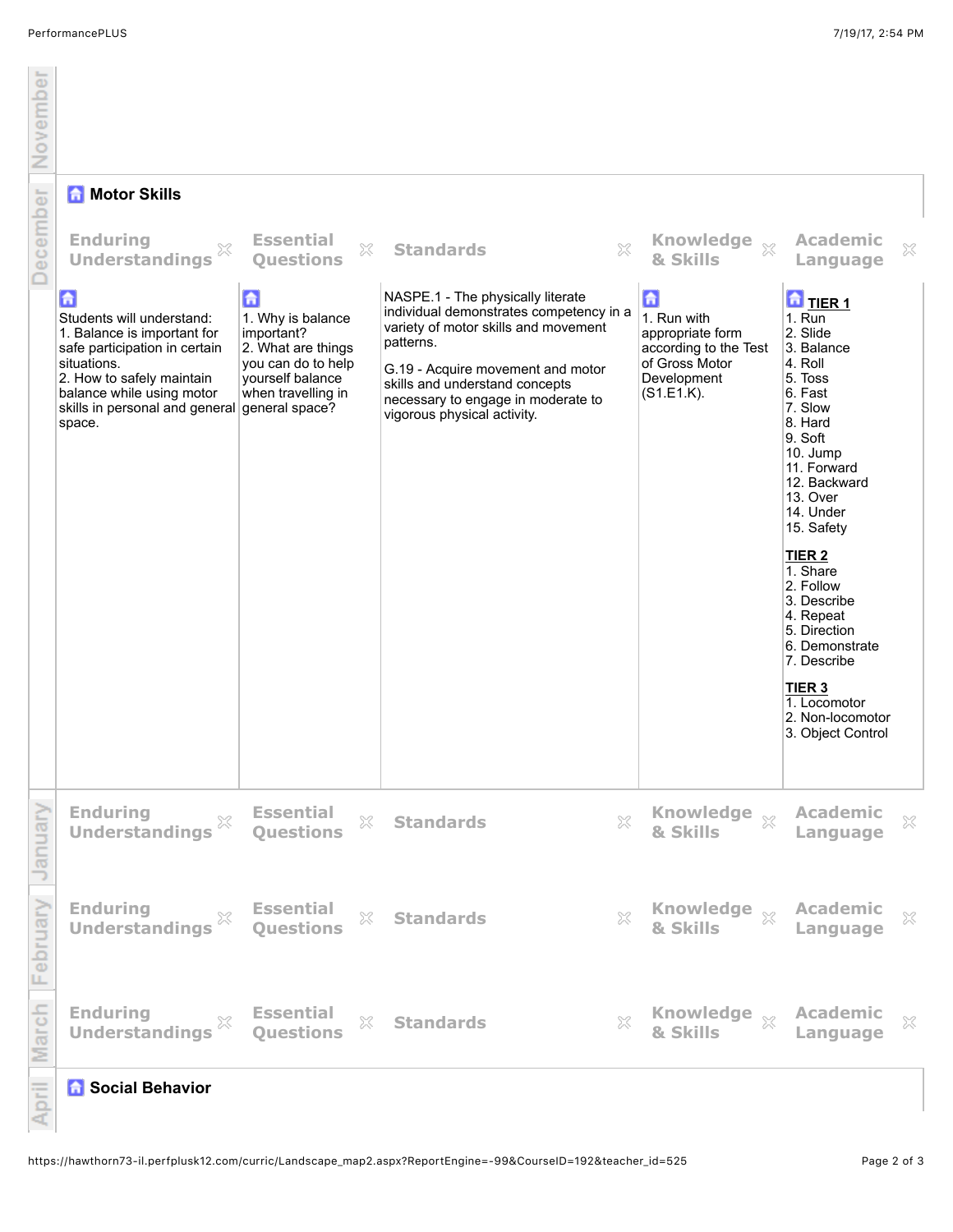## Motor Skills

| Enduring Understandings | Essential Questions | Standards | Knowledge & Skills | Academic Language |
|---|---|---|---|---|
| Students will understand:<br>1. Balance is important for safe participation in certain situations.<br>2. How to safely maintain balance while using motor skills in personal and general space. | 1. Why is balance important?<br>2. What are things you can do to help yourself balance when travelling in general space? | NASPE.1 - The physically literate individual demonstrates competency in a variety of motor skills and movement patterns.<br><br>G.19 - Acquire movement and motor skills and understand concepts necessary to engage in moderate to vigorous physical activity. | 1. Run with appropriate form according to the Test of Gross Motor Development (S1.E1.K). | **TIER 1**<br>1. Run<br>2. Slide<br>3. Balance<br>4. Roll<br>5. Toss<br>6. Fast<br>7. Slow<br>8. Hard<br>9. Soft<br>10. Jump<br>11. Forward<br>12. Backward<br>13. Over<br>14. Under<br>15. Safety<br><br>**TIER 2**<br>1. Share<br>2. Follow<br>3. Describe<br>4. Repeat<br>5. Direction<br>6. Demonstrate<br>7. Describe<br><br>**TIER 3**<br>1. Locomotor<br>2. Non-locomotor<br>3. Object Control |

January

| Enduring Understandings | Essential Questions | Standards | Knowledge & Skills | Academic Language |
|---|---|---|---|---|

February

| Enduring Understandings | Essential Questions | Standards | Knowledge & Skills | Academic Language |
|---|---|---|---|---|

March

| Enduring Understandings | Essential Questions | Standards | Knowledge & Skills | Academic Language |
|---|---|---|---|---|

## Social Behavior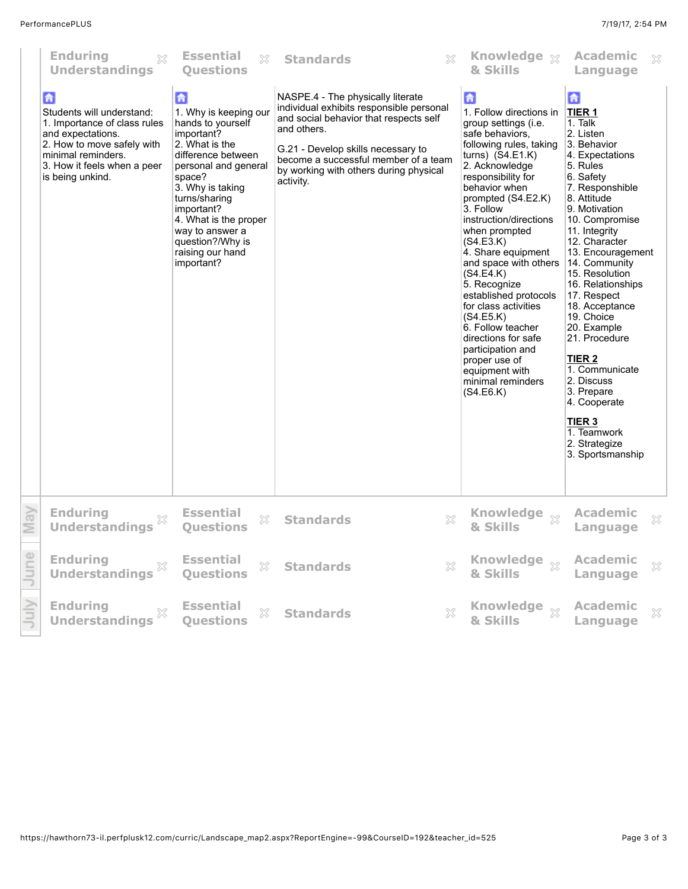| Enduring Understandings | Essential Questions | Standards | Knowledge & Skills | Academic Language |
|---|---|---|---|---|
| Students will understand:<br>1. Importance of class rules and expectations.<br>2. How to move safely with minimal reminders.<br>3. How it feels when a peer is being unkind. | 1. Why is keeping our hands to yourself important?<br>2. What is the difference between personal and general space?<br>3. Why is taking turns/sharing important?<br>4. What is the proper way to answer a question?/Why is raising our hand important? | NASPE.4 - The physically literate individual exhibits responsible personal and social behavior that respects self and others.<br><br>G.21 - Develop skills necessary to become a successful member of a team by working with others during physical activity. | 1. Follow directions in group settings (i.e. safe behaviors, following rules, taking turns) (S4.E1.K)<br>2. Acknowledge responsibility for behavior when prompted (S4.E2.K)<br>3. Follow instruction/directions when prompted (S4.E3.K)<br>4. Share equipment and space with others (S4.E4.K)<br>5. Recognize established protocols for class activities (S4.E5.K)<br>6. Follow teacher directions for safe participation and proper use of equipment with minimal reminders (S4.E6.K) | **TIER 1**<br>1. Talk<br>2. Listen<br>3. Behavior<br>4. Expectations<br>5. Rules<br>6. Safety<br>7. Responsible<br>8. Attitude<br>9. Motivation<br>10. Compromise<br>11. Integrity<br>12. Character<br>13. Encouragement<br>14. Community<br>15. Resolution<br>16. Relationships<br>17. Respect<br>18. Acceptance<br>19. Choice<br>20. Example<br>21. Procedure<br><br>**TIER 2**<br>1. Communicate<br>2. Discuss<br>3. Prepare<br>4. Cooperate<br><br>**TIER 3**<br>1. Teamwork<br>2. Strategize<br>3. Sportsmanship |

**May**

| Enduring Understandings | Essential Questions | Standards | Knowledge & Skills | Academic Language |
|---|---|---|---|---|

**June**

| Enduring Understandings | Essential Questions | Standards | Knowledge & Skills | Academic Language |
|---|---|---|---|---|

**July**

| Enduring Understandings | Essential Questions | Standards | Knowledge & Skills | Academic Language |
|---|---|---|---|---|